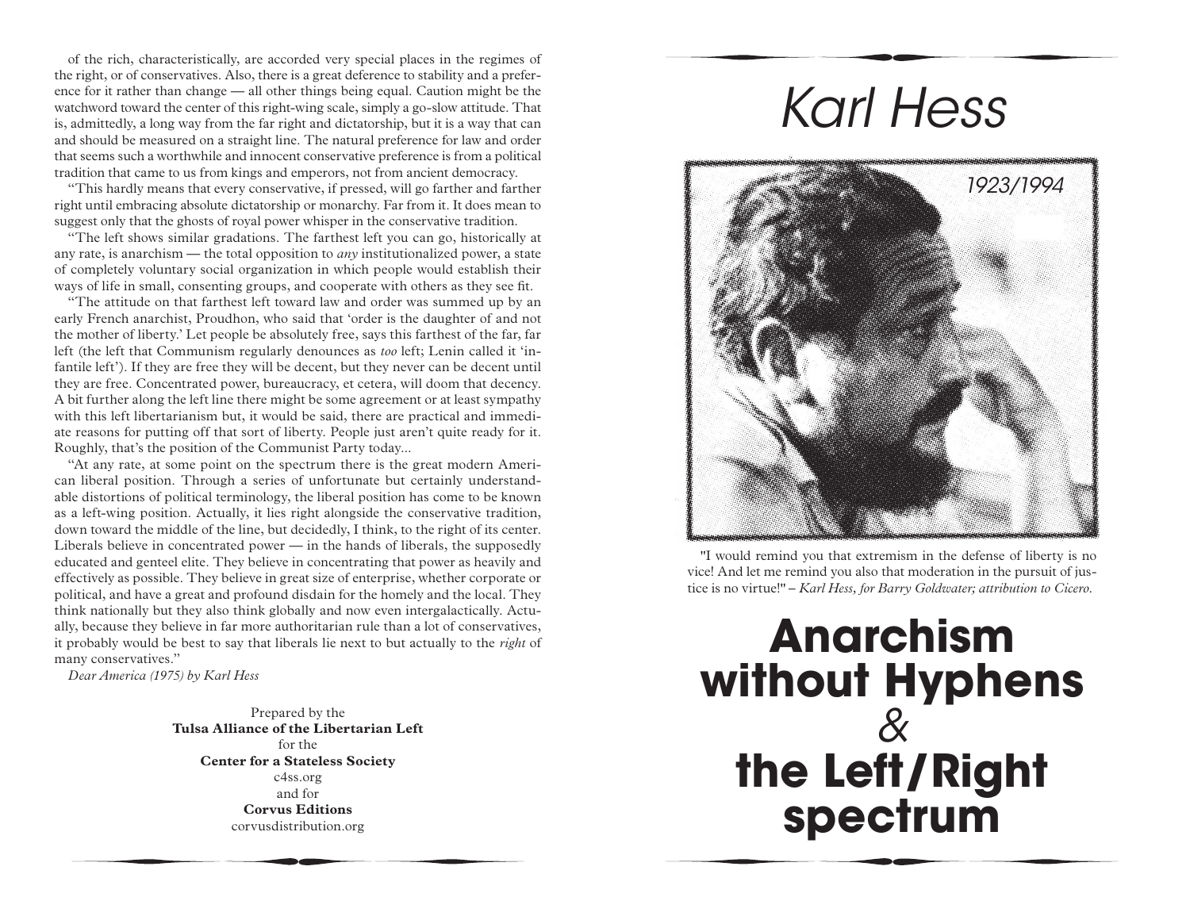of the rich, characteristically, are accorded very special places in the regimes of the right, or of conservatives. Also, there is a great deference to stability and a preference for it rather than change — all other things being equal. Caution might be the watchword toward the center of this right-wing scale, simply a go-slow attitude. That is, admittedly, a long way from the far right and dictatorship, but it is a way that can and should be measured on a straight line. The natural preference for law and order that seems such a worthwhile and innocent conservative preference is from a political tradition that came to us from kings and emperors, not from ancient democracy.

"This hardly means that every conservative, if pressed, will go farther and farther right until embracing absolute dictatorship or monarchy. Far from it. It does mean to suggest only that the ghosts of royal power whisper in the conservative tradition.

"The left shows similar gradations. The farthest left you can go, historically at any rate, is anarchism — the total opposition to *any* institutionalized power, a state of completely voluntary social organization in which people would establish their ways of life in small, consenting groups, and cooperate with others as they see fit.

"The attitude on that farthest left toward law and order was summed up by an early French anarchist, Proudhon, who said that 'order is the daughter of and not the mother of liberty.' Let people be absolutely free, says this farthest of the far, far left (the left that Communism regularly denounces as *too* left; Lenin called it 'infantile left'). If they are free they will be decent, but they never can be decent until they are free. Concentrated power, bureaucracy, et cetera, will doom that decency. A bit further along the left line there might be some agreement or at least sympathy with this left libertarianism but, it would be said, there are practical and immediate reasons for putting off that sort of liberty. People just aren't quite ready for it. Roughly, that's the position of the Communist Party today...

"At any rate, at some point on the spectrum there is the great modern American liberal position. Through a series of unfortunate but certainly understandable distortions of political terminology, the liberal position has come to be known as a left-wing position. Actually, it lies right alongside the conservative tradition, down toward the middle of the line, but decidedly, I think, to the right of its center. Liberals believe in concentrated power — in the hands of liberals, the supposedly educated and genteel elite. They believe in concentrating that power as heavily and effectively as possible. They believe in great size of enterprise, whether corporate or political, and have a great and profound disdain for the homely and the local. They think nationally but they also think globally and now even intergalactically. Actually, because they believe in far more authoritarian rule than a lot of conservatives, it probably would be best to say that liberals lie next to but actually to the *right* of many conservatives."

*Dear America (1975) by Karl Hess*

Prepared by the
**Tulsa Alliance of the Libertarian Left**
for the
**Center for a Stateless Society**
c4ss.org
and for
**Corvus Editions**
corvusdistribution.org

# *Karl Hess*

*1923/1994*

"I would remind you that extremism in the defense of liberty is no vice! And let me remind you also that moderation in the pursuit of justice is no virtue!" – *Karl Hess, for Barry Goldwater; attribution to Cicero.*

# Anarchism without Hyphens & the Left/Right spectrum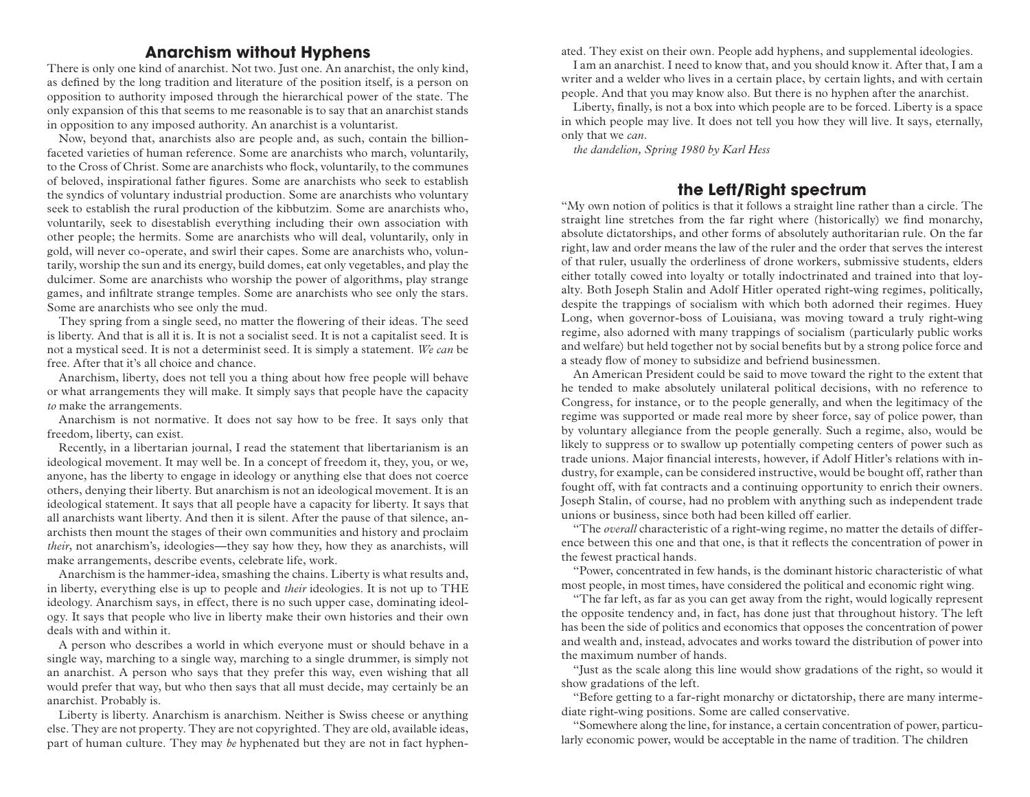## Anarchism without Hyphens

There is only one kind of anarchist. Not two. Just one. An anarchist, the only kind, as defined by the long tradition and literature of the position itself, is a person on opposition to authority imposed through the hierarchical power of the state. The only expansion of this that seems to me reasonable is to say that an anarchist stands in opposition to any imposed authority. An anarchist is a voluntarist.

Now, beyond that, anarchists also are people and, as such, contain the billion-faceted varieties of human reference. Some are anarchists who march, voluntarily, to the Cross of Christ. Some are anarchists who flock, voluntarily, to the communes of beloved, inspirational father figures. Some are anarchists who seek to establish the syndics of voluntary industrial production. Some are anarchists who voluntary seek to establish the rural production of the kibbutzim. Some are anarchists who, voluntarily, seek to disestablish everything including their own association with other people; the hermits. Some are anarchists who will deal, voluntarily, only in gold, will never co-operate, and swirl their capes. Some are anarchists who, voluntarily, worship the sun and its energy, build domes, eat only vegetables, and play the dulcimer. Some are anarchists who worship the power of algorithms, play strange games, and infiltrate strange temples. Some are anarchists who see only the stars. Some are anarchists who see only the mud.

They spring from a single seed, no matter the flowering of their ideas. The seed is liberty. And that is all it is. It is not a socialist seed. It is not a capitalist seed. It is not a mystical seed. It is not a determinist seed. It is simply a statement. *We can* be free. After that it's all choice and chance.

Anarchism, liberty, does not tell you a thing about how free people will behave or what arrangements they will make. It simply says that people have the capacity *to* make the arrangements.

Anarchism is not normative. It does not say how to be free. It says only that freedom, liberty, can exist.

Recently, in a libertarian journal, I read the statement that libertarianism is an ideological movement. It may well be. In a concept of freedom it, they, you, or we, anyone, has the liberty to engage in ideology or anything else that does not coerce others, denying their liberty. But anarchism is not an ideological movement. It is an ideological statement. It says that all people have a capacity for liberty. It says that all anarchists want liberty. And then it is silent. After the pause of that silence, anarchists then mount the stages of their own communities and history and proclaim *their*, not anarchism's, ideologies—they say how they, how they as anarchists, will make arrangements, describe events, celebrate life, work.

Anarchism is the hammer-idea, smashing the chains. Liberty is what results and, in liberty, everything else is up to people and *their* ideologies. It is not up to THE ideology. Anarchism says, in effect, there is no such upper case, dominating ideology. It says that people who live in liberty make their own histories and their own deals with and within it.

A person who describes a world in which everyone must or should behave in a single way, marching to a single way, marching to a single drummer, is simply not an anarchist. A person who says that they prefer this way, even wishing that all would prefer that way, but who then says that all must decide, may certainly be an anarchist. Probably is.

Liberty is liberty. Anarchism is anarchism. Neither is Swiss cheese or anything else. They are not property. They are not copyrighted. They are old, available ideas, part of human culture. They may *be* hyphenated but they are not in fact hyphenated. They exist on their own. People add hyphens, and supplemental ideologies.

I am an anarchist. I need to know that, and you should know it. After that, I am a writer and a welder who lives in a certain place, by certain lights, and with certain people. And that you may know also. But there is no hyphen after the anarchist.

Liberty, finally, is not a box into which people are to be forced. Liberty is a space in which people may live. It does not tell you how they will live. It says, eternally, only that we *can*.

*the dandelion, Spring 1980 by Karl Hess*

## the Left/Right spectrum

"My own notion of politics is that it follows a straight line rather than a circle. The straight line stretches from the far right where (historically) we find monarchy, absolute dictatorships, and other forms of absolutely authoritarian rule. On the far right, law and order means the law of the ruler and the order that serves the interest of that ruler, usually the orderliness of drone workers, submissive students, elders either totally cowed into loyalty or totally indoctrinated and trained into that loyalty. Both Joseph Stalin and Adolf Hitler operated right-wing regimes, politically, despite the trappings of socialism with which both adorned their regimes. Huey Long, when governor-boss of Louisiana, was moving toward a truly right-wing regime, also adorned with many trappings of socialism (particularly public works and welfare) but held together not by social benefits but by a strong police force and a steady flow of money to subsidize and befriend businessmen.

An American President could be said to move toward the right to the extent that he tended to make absolutely unilateral political decisions, with no reference to Congress, for instance, or to the people generally, and when the legitimacy of the regime was supported or made real more by sheer force, say of police power, than by voluntary allegiance from the people generally. Such a regime, also, would be likely to suppress or to swallow up potentially competing centers of power such as trade unions. Major financial interests, however, if Adolf Hitler's relations with industry, for example, can be considered instructive, would be bought off, rather than fought off, with fat contracts and a continuing opportunity to enrich their owners. Joseph Stalin, of course, had no problem with anything such as independent trade unions or business, since both had been killed off earlier.

"The *overall* characteristic of a right-wing regime, no matter the details of difference between this one and that one, is that it reflects the concentration of power in the fewest practical hands.

"Power, concentrated in few hands, is the dominant historic characteristic of what most people, in most times, have considered the political and economic right wing.

"The far left, as far as you can get away from the right, would logically represent the opposite tendency and, in fact, has done just that throughout history. The left has been the side of politics and economics that opposes the concentration of power and wealth and, instead, advocates and works toward the distribution of power into the maximum number of hands.

"Just as the scale along this line would show gradations of the right, so would it show gradations of the left.

"Before getting to a far-right monarchy or dictatorship, there are many intermediate right-wing positions. Some are called conservative.

"Somewhere along the line, for instance, a certain concentration of power, particularly economic power, would be acceptable in the name of tradition. The children